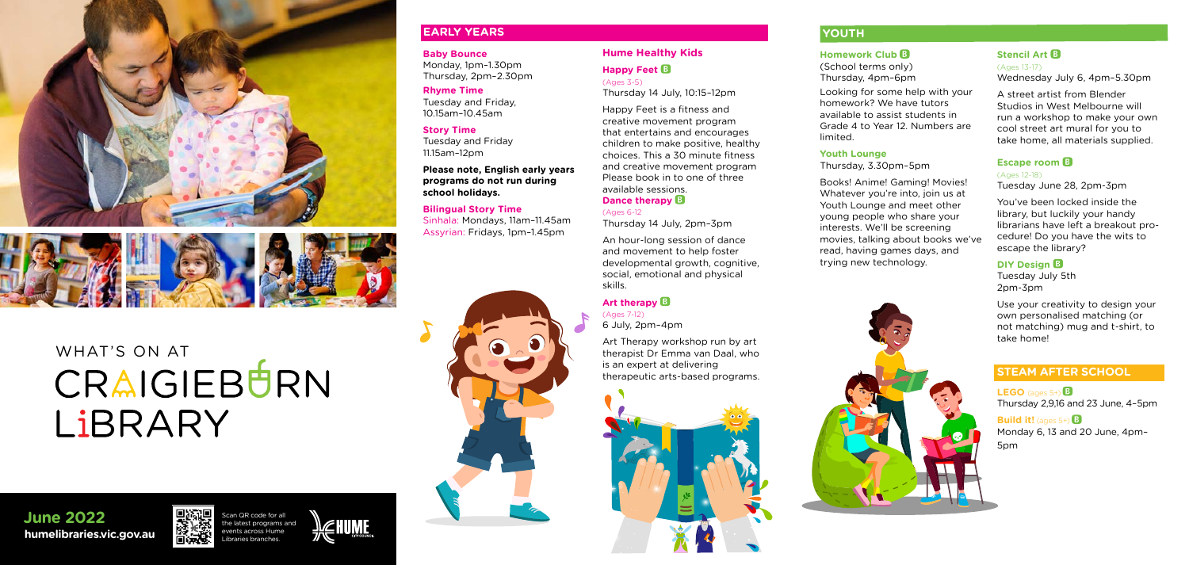# WHAT'S ON AT CRAIGIEBURN LIBRARY

**June 2022**
**humelibraries.vic.gov.au**

Scan QR code for all the latest programs and events across Hume Libraries branches.

## EARLY YEARS

**Baby Bounce**
Monday, 1pm–1.30pm
Thursday, 2pm–2.30pm

**Rhyme Time**
Tuesday and Friday, 10.15am–10.45am

**Story Time**
Tuesday and Friday
11.15am–12pm

**Please note, English early years programs do not run during school holidays.**

**Bilingual Story Time**
Sinhala: Mondays, 11am–11.45am
Assyrian: Fridays, 1pm–1.45pm

### Hume Healthy Kids

**Happy Feet** B
(Ages 3-5)
Thursday 14 July, 10:15–12pm

Happy Feet is a fitness and creative movement program that entertains and encourages children to make positive, healthy choices. This a 30 minute fitness and creative movement program Please book in to one of three available sessions.

**Dance therapy** B
(Ages 6-12
Thursday 14 July, 2pm–3pm

An hour-long session of dance and movement to help foster developmental growth, cognitive, social, emotional and physical skills.

**Art therapy** B
(Ages 7-12)
6 July, 2pm–4pm

Art Therapy workshop run by art therapist Dr Emma van Daal, who is an expert at delivering therapeutic arts-based programs.

## YOUTH

**Homework Club** B
(School terms only)
Thursday, 4pm–6pm

Looking for some help with your homework? We have tutors available to assist students in Grade 4 to Year 12. Numbers are limited.

**Youth Lounge**
Thursday, 3.30pm–5pm

Books! Anime! Gaming! Movies! Whatever you're into, join us at Youth Lounge and meet other young people who share your interests. We'll be screening movies, talking about books we've read, having games days, and trying new technology.

**Stencil Art** B
(Ages 13-17)
Wednesday July 6, 4pm–5.30pm

A street artist from Blender Studios in West Melbourne will run a workshop to make your own cool street art mural for you to take home, all materials supplied.

**Escape room** B
(Ages 12-18)
Tuesday June 28, 2pm-3pm

You've been locked inside the library, but luckily your handy librarians have left a breakout procedure! Do you have the wits to escape the library?

**DIY Design** B
Tuesday July 5th
2pm-3pm

Use your creativity to design your own personalised matching (or not matching) mug and t-shirt, to take home!

## STEAM AFTER SCHOOL

**LEGO** (ages 5+) B
Thursday 2,9,16 and 23 June, 4–5pm

**Build it!** (ages 5+) B
Monday 6, 13 and 20 June, 4pm–5pm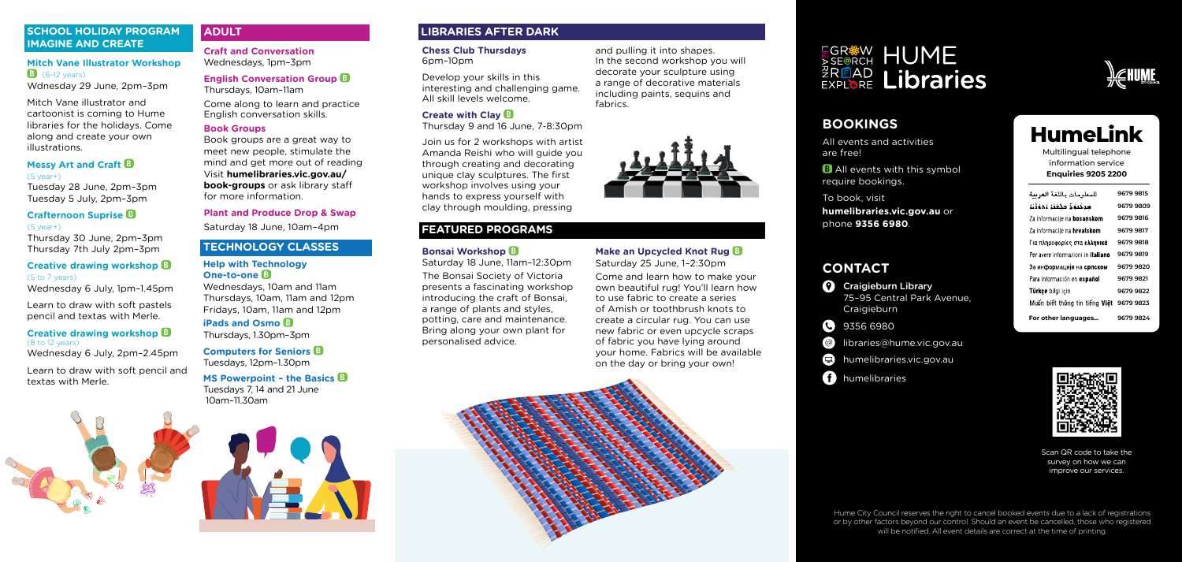## SCHOOL HOLIDAY PROGRAM IMAGINE AND CREATE

### Mitch Vane Illustrator Workshop

B (6-12 years)

Wdnesday 29 June, 2pm–3pm

Mitch Vane illustrator and cartoonist is coming to Hume libraries for the holidays. Come along and create your own illustrations.

### Messy Art and Craft B

(5 year+)

Tuesday 28 June, 2pm–3pm
Tuesday 5 July, 2pm–3pm

### Crafternoon Suprise B

(5 year+)

Thursday 30 June, 2pm–3pm
Thursday 7th July 2pm–3pm

### Creative drawing workshop B

(5 to 7 years)

Wednesday 6 July, 1pm–1.45pm

Learn to draw with soft pastels pencil and textas with Merle.

### Creative drawing workshop B

(8 to 12 years)

Wednesday 6 July, 2pm–2.45pm

Learn to draw with soft pencil and textas with Merle.

## ADULT

### Craft and Conversation

Wednesdays, 1pm–3pm

### English Conversation Group B

Thursdays, 10am–11am

Come along to learn and practice English conversation skills.

### Book Groups

Book groups are a great way to meet new people, stimulate the mind and get more out of reading Visit **humelibraries.vic.gov.au/book-groups** or ask library staff for more information.

### Plant and Produce Drop & Swap

Saturday 18 June, 10am–4pm

## TECHNOLOGY CLASSES

### Help with Technology One-to-one B

Wednesdays, 10am and 11am
Thursdays, 10am, 11am and 12pm
Fridays, 10am, 11am and 12pm

### iPads and Osmo B

Thursdays, 1.30pm–3pm

### Computers for Seniors B

Tuesdays, 12pm–1.30pm

### MS Powerpoint – the Basics B

Tuesdays 7, 14 and 21 June
10am–11.30am

## LIBRARIES AFTER DARK

### Chess Club Thursdays

6pm–10pm

Develop your skills in this interesting and challenging game. All skill levels welcome.

### Create with Clay B

Thursday 9 and 16 June, 7-8:30pm

Join us for 2 workshops with artist Amanda Reishi who will guide you through creating and decorating unique clay sculptures. The first workshop involves using your hands to express yourself with clay through moulding, pressing and pulling it into shapes. In the second workshop you will decorate your sculpture using a range of decorative materials including paints, sequins and fabrics.

## FEATURED PROGRAMS

### Bonsai Workshop B

Saturday 18 June, 11am–12:30pm

The Bonsai Society of Victoria presents a fascinating workshop introducing the craft of Bonsai, a range of plants and styles, potting, care and maintenance. Bring along your own plant for personalised advice.

### Make an Upcycled Knot Rug B

Saturday 25 June, 1–2:30pm

Come and learn how to make your own beautiful rug! You'll learn how to use fabric to create a series of Amish or toothbrush knots to create a circular rug. You can use new fabric or even upcycle scraps of fabric you have lying around your home. Fabrics will be available on the day or bring your own!

GROW SEARCH LEARN READ EXPLORE HUME Libraries

HUME CITY COUNCIL

## BOOKINGS

All events and activities are free!

B All events with this symbol require bookings.

To book, visit **humelibraries.vic.gov.au** or phone **9356 6980**.

## CONTACT

Craigieburn Library
75–95 Central Park Avenue, Craigieburn

9356 6980

libraries@hume.vic.gov.au

humelibraries.vic.gov.au

humelibraries

# HumeLink

Multilingual telephone information service
**Enquiries 9205 2200**

| | |
|---|---|
| للمعلومات باللغة العربية | 9679 9815 |
| ܡܛܠ ܡܘܕܥܢܘܬܐ ܒܠܫܢܐ ܐܬܘܪܝܐ | 9679 9809 |
| Za informacije na **bosanskom** | 9679 9816 |
| Za informacije na **hrvatskom** | 9679 9817 |
| Για πληροφορίες στα **ελληνικά** | 9679 9818 |
| Per avere informazioni in **italiano** | 9679 9819 |
| За информације на **српском** | 9679 9820 |
| Para información en **español** | 9679 9821 |
| **Türkçe** bilgi için | 9679 9822 |
| Muốn biết thông tin tiếng **Việt** | 9679 9823 |
| **For other languages...** | 9679 9824 |

Scan QR code to take the survey on how we can improve our services.

Hume City Council reserves the right to cancel booked events due to a lack of registrations or by other factors beyond our control. Should an event be cancelled, those who registered will be notified. All event details are correct at the time of printing.